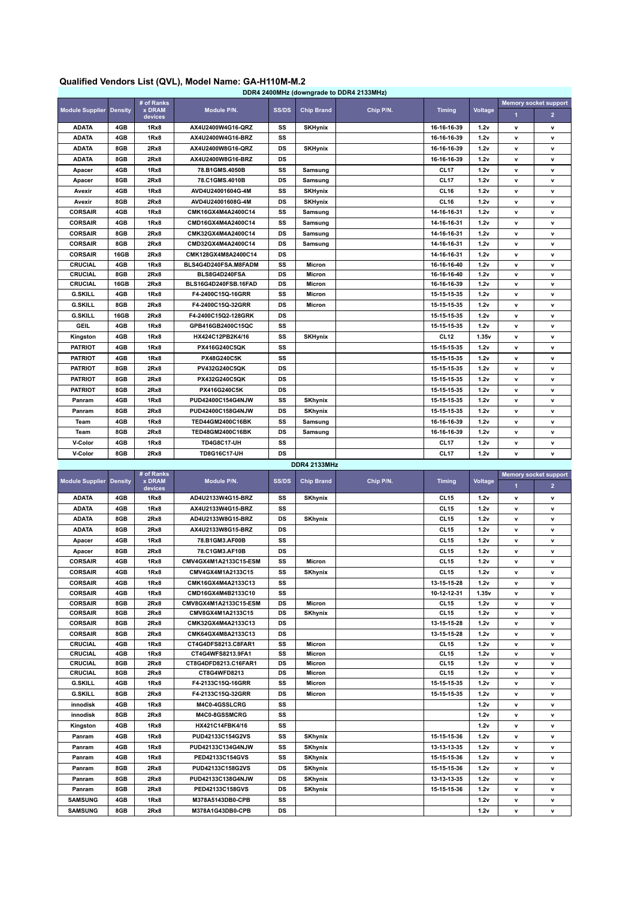# Qualified Vendors List (QVL), Model Name: GA-H110M-M.2

**DDR4 2400MHz (downgrade to DDR4 2133MHz)**

| Module Supplier | Density | # of Ranks x DRAM devices | Module P/N. | SS/DS | Chip Brand | Chip P/N. | Timing | Voltage | Memory socket support 1 | Memory socket support 2 |
|---|---|---|---|---|---|---|---|---|---|---|
| ADATA | 4GB | 1Rx8 | AX4U2400W4G16-QRZ | SS | SKhynix | | 16-16-16-39 | 1.2v | v | v |
| ADATA | 4GB | 1Rx8 | AX4U2400W4G16-BRZ | SS | | | 16-16-16-39 | 1.2v | v | v |
| ADATA | 8GB | 2Rx8 | AX4U2400W8G16-QRZ | DS | SKhynix | | 16-16-16-39 | 1.2v | v | v |
| ADATA | 8GB | 2Rx8 | AX4U2400W8G16-BRZ | DS | | | 16-16-16-39 | 1.2v | v | v |
| Apacer | 4GB | 1Rx8 | 78.B1GMS.4050B | SS | Samsung | | CL17 | 1.2v | v | v |
| Apacer | 8GB | 2Rx8 | 78.C1GMS.4010B | DS | Samsung | | CL17 | 1.2v | v | v |
| Avexir | 4GB | 1Rx8 | AVD4U24001604G-4M | SS | SKhynix | | CL16 | 1.2v | v | v |
| Avexir | 8GB | 2Rx8 | AVD4U24001608G-4M | DS | SKhynix | | CL16 | 1.2v | v | v |
| CORSAIR | 4GB | 1Rx8 | CMK16GX4M4A2400C14 | SS | Samsung | | 14-16-16-31 | 1.2v | v | v |
| CORSAIR | 4GB | 1Rx8 | CMD16GX4M4A2400C14 | SS | Samsung | | 14-16-16-31 | 1.2v | v | v |
| CORSAIR | 8GB | 2Rx8 | CMK32GX4M4A2400C14 | DS | Samsung | | 14-16-16-31 | 1.2v | v | v |
| CORSAIR | 8GB | 2Rx8 | CMD32GX4M4A2400C14 | DS | Samsung | | 14-16-16-31 | 1.2v | v | v |
| CORSAIR | 16GB | 2Rx8 | CMK128GX4M8A2400C14 | DS | | | 14-16-16-31 | 1.2v | v | v |
| CRUCIAL | 4GB | 1Rx8 | BLS4G4D240FSA.M8FADM | SS | Micron | | 16-16-16-40 | 1.2v | v | v |
| CRUCIAL | 8GB | 2Rx8 | BLS8G4D240FSA | DS | Micron | | 16-16-16-40 | 1.2v | v | v |
| CRUCIAL | 16GB | 2Rx8 | BLS16G4D240FSB.16FAD | DS | Micron | | 16-16-16-39 | 1.2v | v | v |
| G.SKILL | 4GB | 1Rx8 | F4-2400C15Q-16GRR | SS | Micron | | 15-15-15-35 | 1.2v | v | v |
| G.SKILL | 8GB | 2Rx8 | F4-2400C15Q-32GRR | DS | Micron | | 15-15-15-35 | 1.2v | v | v |
| G.SKILL | 16GB | 2Rx8 | F4-2400C15Q2-128GRK | DS | | | 15-15-15-35 | 1.2v | v | v |
| GEIL | 4GB | 1Rx8 | GPB416GB2400C15QC | SS | | | 15-15-15-35 | 1.2v | v | v |
| Kingston | 4GB | 1Rx8 | HX424C12PB2K4/16 | SS | SKhynix | | CL12 | 1.35v | v | v |
| PATRIOT | 4GB | 1Rx8 | PX416G240C5QK | SS | | | 15-15-15-35 | 1.2v | v | v |
| PATRIOT | 4GB | 1Rx8 | PX48G240C5K | SS | | | 15-15-15-35 | 1.2v | v | v |
| PATRIOT | 8GB | 2Rx8 | PV432G240C5QK | DS | | | 15-15-15-35 | 1.2v | v | v |
| PATRIOT | 8GB | 2Rx8 | PX432G240C5QK | DS | | | 15-15-15-35 | 1.2v | v | v |
| PATRIOT | 8GB | 2Rx8 | PX416G240C5K | DS | | | 15-15-15-35 | 1.2v | v | v |
| Panram | 4GB | 1Rx8 | PUD42400C154G4NJW | SS | SKhynix | | 15-15-15-35 | 1.2v | v | v |
| Panram | 8GB | 2Rx8 | PUD42400C158G4NJW | DS | SKhynix | | 15-15-15-35 | 1.2v | v | v |
| Team | 4GB | 1Rx8 | TED44GM2400C16BK | SS | Samsung | | 16-16-16-39 | 1.2v | v | v |
| Team | 8GB | 2Rx8 | TED48GM2400C16BK | DS | Samsung | | 16-16-16-39 | 1.2v | v | v |
| V-Color | 4GB | 1Rx8 | TD4G8C17-UH | SS | | | CL17 | 1.2v | v | v |
| V-Color | 8GB | 2Rx8 | TD8G16C17-UH | DS | | | CL17 | 1.2v | v | v |

**DDR4 2133MHz**

| Module Supplier | Density | # of Ranks x DRAM devices | Module P/N. | SS/DS | Chip Brand | Chip P/N. | Timing | Voltage | Memory socket support 1 | Memory socket support 2 |
|---|---|---|---|---|---|---|---|---|---|---|
| ADATA | 4GB | 1Rx8 | AD4U2133W4G15-BRZ | SS | SKhynix | | CL15 | 1.2v | v | v |
| ADATA | 4GB | 1Rx8 | AX4U2133W4G15-BRZ | SS | | | CL15 | 1.2v | v | v |
| ADATA | 8GB | 2Rx8 | AD4U2133W8G15-BRZ | DS | SKhynix | | CL15 | 1.2v | v | v |
| ADATA | 8GB | 2Rx8 | AX4U2133W8G15-BRZ | DS | | | CL15 | 1.2v | v | v |
| Apacer | 4GB | 1Rx8 | 78.B1GM3.AF00B | SS | | | CL15 | 1.2v | v | v |
| Apacer | 8GB | 2Rx8 | 78.C1GM3.AF10B | DS | | | CL15 | 1.2v | v | v |
| CORSAIR | 4GB | 1Rx8 | CMV4GX4M1A2133C15-ESM | SS | Micron | | CL15 | 1.2v | v | v |
| CORSAIR | 4GB | 1Rx8 | CMV4GX4M1A2133C15 | SS | SKhynix | | CL15 | 1.2v | v | v |
| CORSAIR | 4GB | 1Rx8 | CMK16GX4M4A2133C13 | SS | | | 13-15-15-28 | 1.2v | v | v |
| CORSAIR | 4GB | 1Rx8 | CMD16GX4M4B2133C10 | SS | | | 10-12-12-31 | 1.35v | v | v |
| CORSAIR | 8GB | 2Rx8 | CMV8GX4M1A2133C15-ESM | DS | Micron | | CL15 | 1.2v | v | v |
| CORSAIR | 8GB | 2Rx8 | CMV8GX4M1A2133C15 | DS | SKhynix | | CL15 | 1.2v | v | v |
| CORSAIR | 8GB | 2Rx8 | CMK32GX4M4A2133C13 | DS | | | 13-15-15-28 | 1.2v | v | v |
| CORSAIR | 8GB | 2Rx8 | CMK64GX4M8A2133C13 | DS | | | 13-15-15-28 | 1.2v | v | v |
| CRUCIAL | 4GB | 1Rx8 | CT4G4DFS8213.C8FAR1 | SS | Micron | | CL15 | 1.2v | v | v |
| CRUCIAL | 4GB | 1Rx8 | CT4G4WFS8213.9FA1 | SS | Micron | | CL15 | 1.2v | v | v |
| CRUCIAL | 8GB | 2Rx8 | CT8G4DFD8213.C16FAR1 | DS | Micron | | CL15 | 1.2v | v | v |
| CRUCIAL | 8GB | 2Rx8 | CT8G4WFD8213 | DS | Micron | | CL15 | 1.2v | v | v |
| G.SKILL | 4GB | 1Rx8 | F4-2133C15Q-16GRR | SS | Micron | | 15-15-15-35 | 1.2v | v | v |
| G.SKILL | 8GB | 2Rx8 | F4-2133C15Q-32GRR | DS | Micron | | 15-15-15-35 | 1.2v | v | v |
| innodisk | 4GB | 1Rx8 | M4C0-4GSSLCRG | SS | | | | 1.2v | v | v |
| innodisk | 8GB | 2Rx8 | M4C0-8GSSMCRG | SS | | | | 1.2v | v | v |
| Kingston | 4GB | 1Rx8 | HX421C14FBK4/16 | SS | | | | 1.2v | v | v |
| Panram | 4GB | 1Rx8 | PUD42133C154G2VS | SS | SKhynix | | 15-15-15-36 | 1.2v | v | v |
| Panram | 4GB | 1Rx8 | PUD42133C134G4NJW | SS | SKhynix | | 13-13-13-35 | 1.2v | v | v |
| Panram | 4GB | 1Rx8 | PED42133C154GVS | SS | SKhynix | | 15-15-15-36 | 1.2v | v | v |
| Panram | 8GB | 2Rx8 | PUD42133C158G2VS | DS | SKhynix | | 15-15-15-36 | 1.2v | v | v |
| Panram | 8GB | 2Rx8 | PUD42133C138G4NJW | DS | SKhynix | | 13-13-13-35 | 1.2v | v | v |
| Panram | 8GB | 2Rx8 | PED42133C158GVS | DS | SKhynix | | 15-15-15-36 | 1.2v | v | v |
| SAMSUNG | 4GB | 1Rx8 | M378A5143DB0-CPB | SS | | | | 1.2v | v | v |
| SAMSUNG | 8GB | 2Rx8 | M378A1G43DB0-CPB | DS | | | | 1.2v | v | v |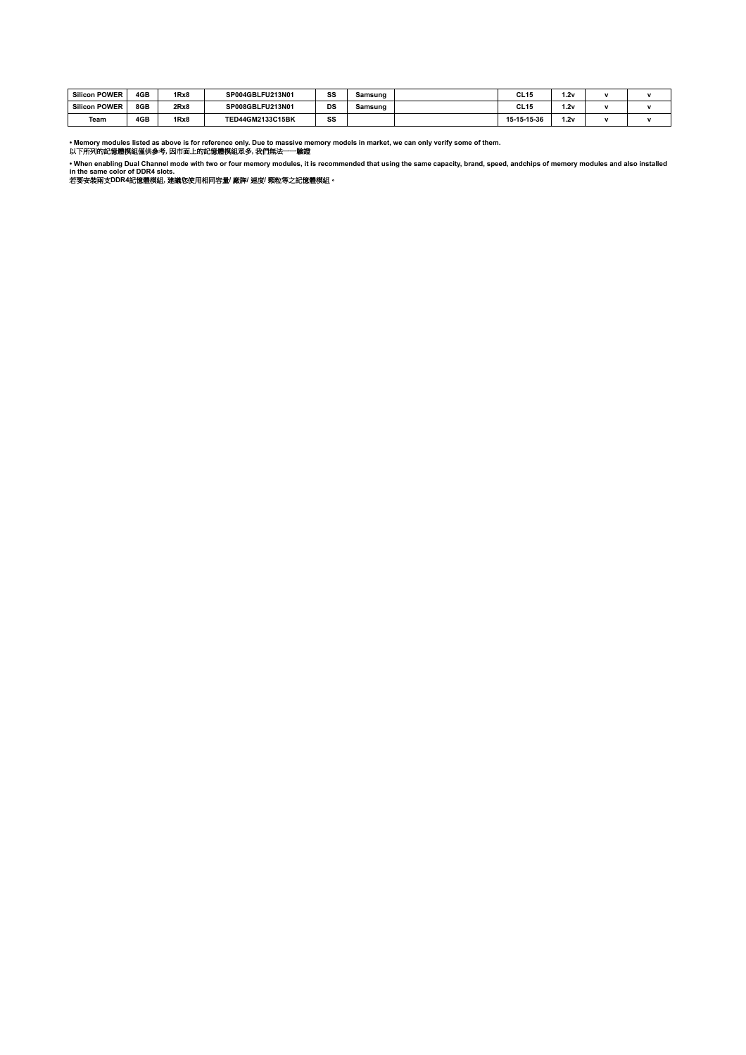| | | | | | | | | | | |
|---|---|---|---|---|---|---|---|---|---|---|
| Silicon POWER | 4GB | 1Rx8 | SP004GBLFU213N01 | SS | Samsung | | CL15 | 1.2v | v | v |
| Silicon POWER | 8GB | 2Rx8 | SP008GBLFU213N01 | DS | Samsung | | CL15 | 1.2v | v | v |
| Team | 4GB | 1Rx8 | TED44GM2133C15BK | SS | | | 15-15-15-36 | 1.2v | v | v |

• Memory modules listed as above is for reference only. Due to massive memory models in market, we can only verify some of them.
以下所列的記憶體模組僅供參考, 因市面上的記憶體模組眾多, 我們無法一一驗證

• When enabling Dual Channel mode with two or four memory modules, it is recommended that using the same capacity, brand, speed, andchips of memory modules and also installed in the same color of DDR4 slots.
若要安裝兩支DDR4記憶體模組, 建議您使用相同容量/ 廠牌/ 速度/ 顆粒等之記憶體模組。